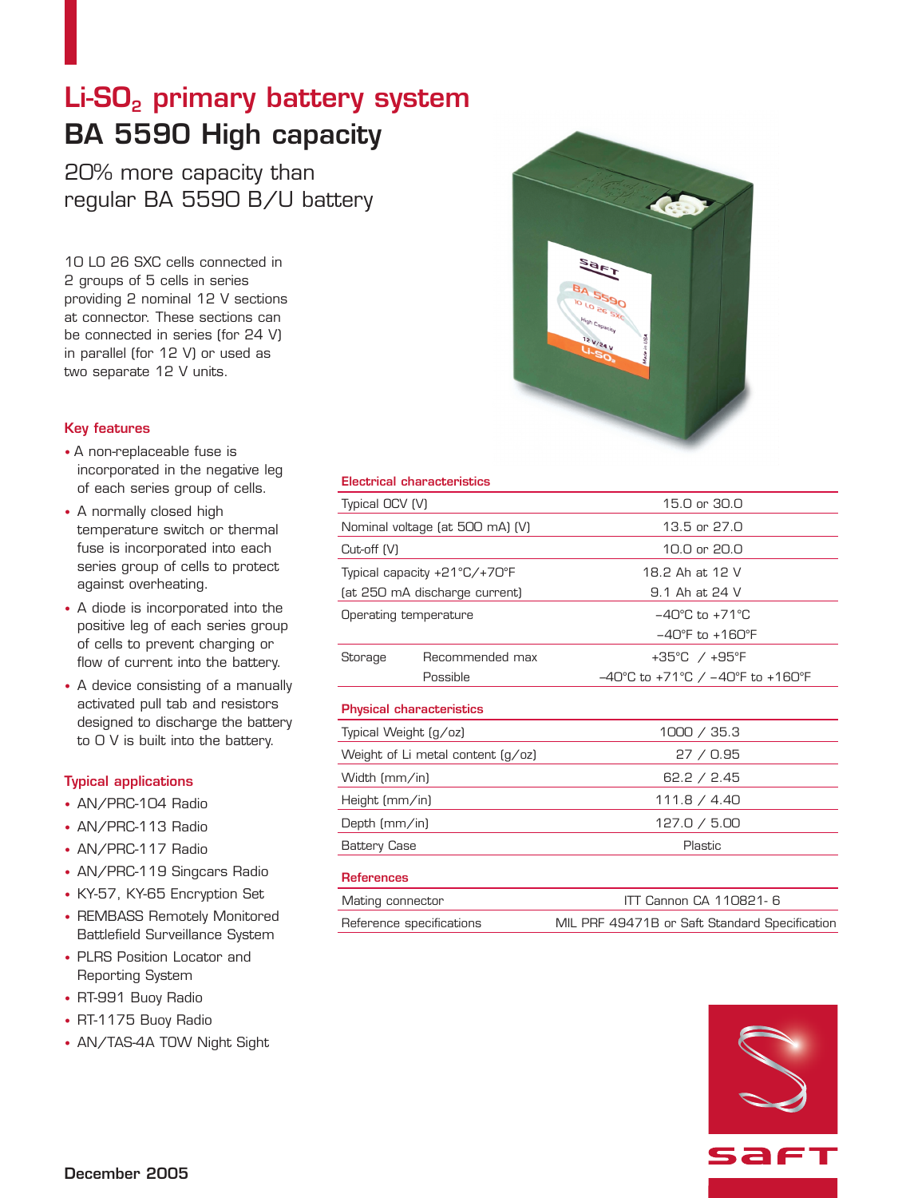# $Li\text{-}SO_2$ primary battery system

# BA 5590 High capacity

## 20% more capacity than regular BA 5590 B/U battery

10 LO 26 SXC cells connected in 2 groups of 5 cells in series providing 2 nominal 12 V sections at connector. These sections can be connected in series (for 24 V) in parallel (for 12 V) or used as two separate 12 V units.

### Key features

- A non-replaceable fuse is incorporated in the negative leg of each series group of cells.
- A normally closed high temperature switch or thermal fuse is incorporated into each series group of cells to protect against overheating.
- A diode is incorporated into the positive leg of each series group of cells to prevent charging or flow of current into the battery.
- A device consisting of a manually activated pull tab and resistors designed to discharge the battery to 0 V is built into the battery.

### Typical applications

- AN/PRC-104 Radio
- AN/PRC-113 Radio
- AN/PRC-117 Radio
- AN/PRC-119 Singcars Radio
- KY-57, KY-65 Encryption Set
- REMBASS Remotely Monitored Battlefield Surveillance System
- PLRS Position Locator and Reporting System
- RT-991 Buoy Radio
- RT-1175 Buoy Radio
- AN/TAS-4A TOW Night Sight

### Electrical characteristics

| | | |
|---|---|---|
| Typical OCV (V) | | 15.0 or 30.0 |
| Nominal voltage (at 500 mA) (V) | | 13.5 or 27.0 |
| Cut-off (V) | | 10.0 or 20.0 |
| Typical capacity +21°C/+70°F (at 250 mA discharge current) | | 18.2 Ah at 12 V<br>9.1 Ah at 24 V |
| Operating temperature | | –40°C to +71°C<br>–40°F to +160°F |
| Storage | Recommended max | +35°C / +95°F |
| | Possible | –40°C to +71°C / –40°F to +160°F |

### Physical characteristics

| | |
|---|---|
| Typical Weight (g/oz) | 1000 / 35.3 |
| Weight of Li metal content (g/oz) | 27 / 0.95 |
| Width (mm/in) | 62.2 / 2.45 |
| Height (mm/in) | 111.8 / 4.40 |
| Depth (mm/in) | 127.0 / 5.00 |
| Battery Case | Plastic |

### References

| | |
|---|---|
| Mating connector | ITT Cannon CA 110821- 6 |
| Reference specifications | MIL PRF 49471B or Saft Standard Specification |

December 2005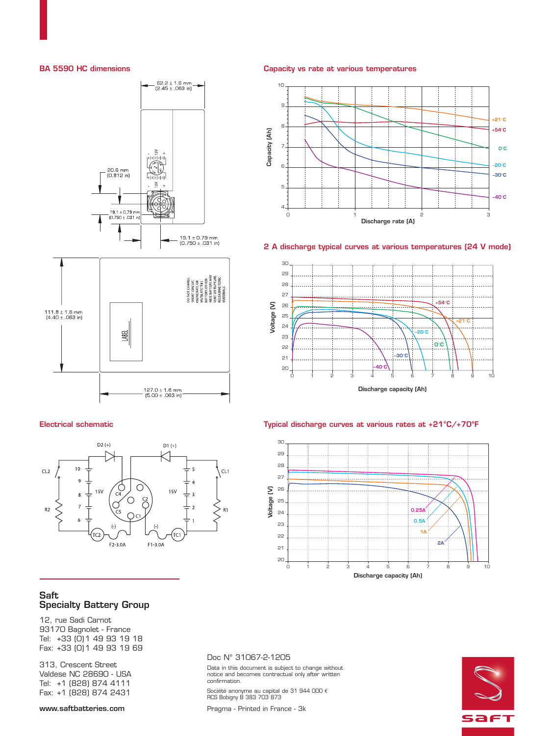## BA 5590 HC dimensions

62.2 ± 1.6 mm
(2.45 ± .063 in)

20.6 mm
(0.812 in)

19.1 ± 0.79 mm
(0.750 ± .031 in)

19.1 ± 0.79 mm
(0.750 ± .031 in)

111.8 ± 1.6 mm
(4.40 ± .063 in)

127.0 ± 1.6 mm
(5.00 ± .063 in)

LABEL

DO NOT CHARGE, SHORT CIRCUIT, INCINERATE OR MUTILATE THIS BATTERY. OTHERWISE BATTERY MAY VENT OR RUPTURE RELEASING TOXIC MATERIALS.

## Capacity vs rate at various temperatures

Capacity (Ah)

Discharge rate (A)

+21°C
+54°C
0°C
-20°C
-30°C
-40°C

## 2 A discharge typical curves at various temperatures (24 V mode)

Voltage (V)

Discharge capacity (Ah)

+54°C
+21°C
-20°C
0°C
-30°C
-40°C

## Electrical schematic

D2 (+)
D1 (+)
CL2
CL1
10
9
8
7
6
5
4
3
2
1
15V
15V
C4
C2
C5
C1
R2
R1
(-)
(-)
TC2
TC1
F2-3.0A
F1-3.0A

## Typical discharge curves at various rates at +21°C/+70°F

Voltage (V)

Discharge capacity (Ah)

0.25A
0.5A
1A
2A

**Saft**
**Specialty Battery Group**

12, rue Sadi Carnot
93170 Bagnolet - France
Tel: +33 (0)1 49 93 19 18
Fax: +33 (0)1 49 93 19 69

313, Crescent Street
Valdese NC 28690 - USA
Tel: +1 (828) 874 4111
Fax: +1 (828) 874 2431

**www.saftbatteries.com**

Doc N° 31067-2-1205

Data in this document is subject to change without notice and becomes contractual only after written confirmation.

Société anonyme au capital de 31 944 000 €
RCS Bobigny B 383 703 873

Pragma - Printed in France - 3k

saft